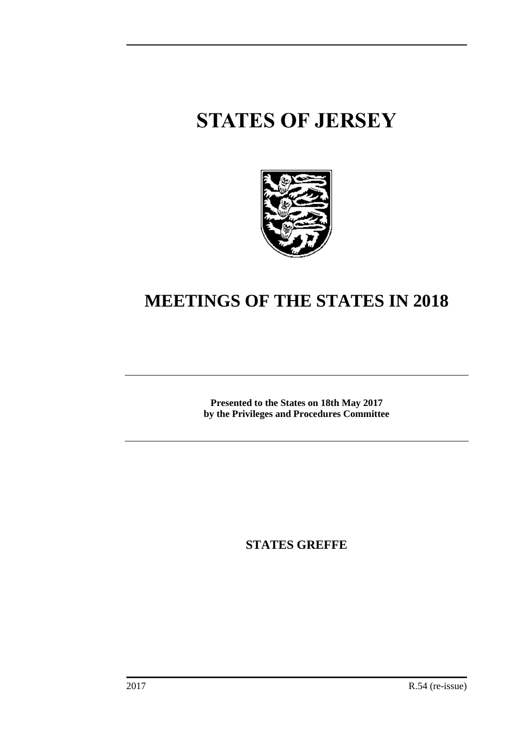# STATES OF JERSEY

# MEETINGS OF THE STATES IN 2018

**Presented to the States on 18th May 2017**
**by the Privileges and Procedures Committee**

**STATES GREFFE**

2017 R.54 (re-issue)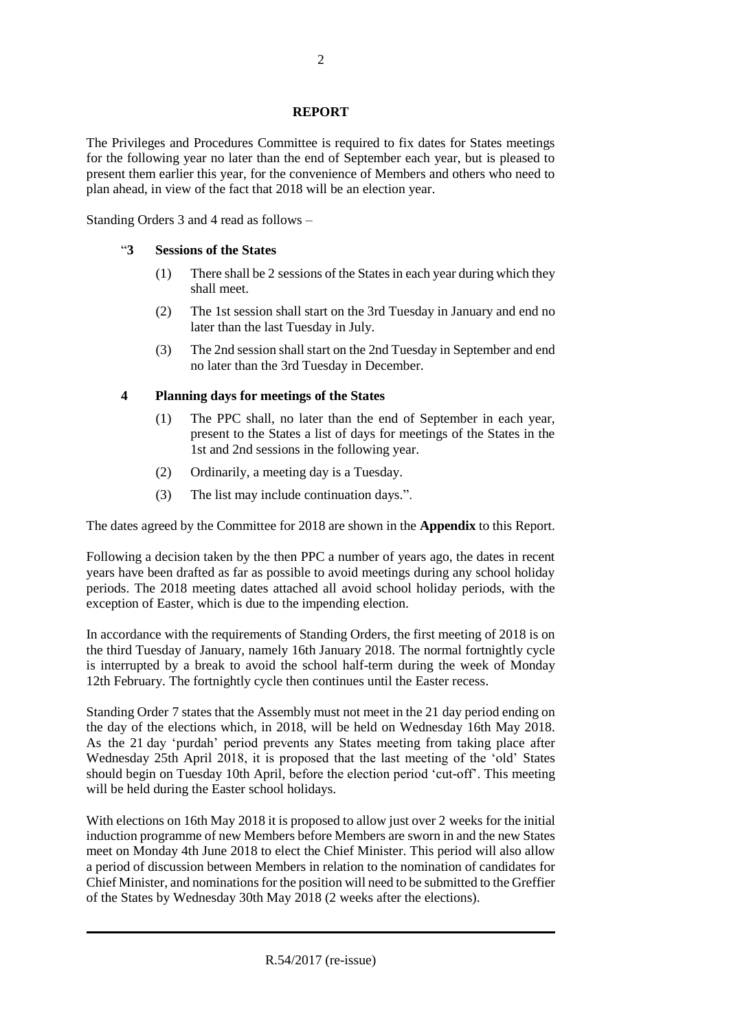## REPORT

The Privileges and Procedures Committee is required to fix dates for States meetings for the following year no later than the end of September each year, but is pleased to present them earlier this year, for the convenience of Members and others who need to plan ahead, in view of the fact that 2018 will be an election year.

Standing Orders 3 and 4 read as follows –

> "**3 Sessions of the States**
>
> (1) There shall be 2 sessions of the States in each year during which they shall meet.
>
> (2) The 1st session shall start on the 3rd Tuesday in January and end no later than the last Tuesday in July.
>
> (3) The 2nd session shall start on the 2nd Tuesday in September and end no later than the 3rd Tuesday in December.
>
> **4 Planning days for meetings of the States**
>
> (1) The PPC shall, no later than the end of September in each year, present to the States a list of days for meetings of the States in the 1st and 2nd sessions in the following year.
>
> (2) Ordinarily, a meeting day is a Tuesday.
>
> (3) The list may include continuation days.".

The dates agreed by the Committee for 2018 are shown in the **Appendix** to this Report.

Following a decision taken by the then PPC a number of years ago, the dates in recent years have been drafted as far as possible to avoid meetings during any school holiday periods. The 2018 meeting dates attached all avoid school holiday periods, with the exception of Easter, which is due to the impending election.

In accordance with the requirements of Standing Orders, the first meeting of 2018 is on the third Tuesday of January, namely 16th January 2018. The normal fortnightly cycle is interrupted by a break to avoid the school half-term during the week of Monday 12th February. The fortnightly cycle then continues until the Easter recess.

Standing Order 7 states that the Assembly must not meet in the 21 day period ending on the day of the elections which, in 2018, will be held on Wednesday 16th May 2018. As the 21 day 'purdah' period prevents any States meeting from taking place after Wednesday 25th April 2018, it is proposed that the last meeting of the 'old' States should begin on Tuesday 10th April, before the election period 'cut-off'. This meeting will be held during the Easter school holidays.

With elections on 16th May 2018 it is proposed to allow just over 2 weeks for the initial induction programme of new Members before Members are sworn in and the new States meet on Monday 4th June 2018 to elect the Chief Minister. This period will also allow a period of discussion between Members in relation to the nomination of candidates for Chief Minister, and nominations for the position will need to be submitted to the Greffier of the States by Wednesday 30th May 2018 (2 weeks after the elections).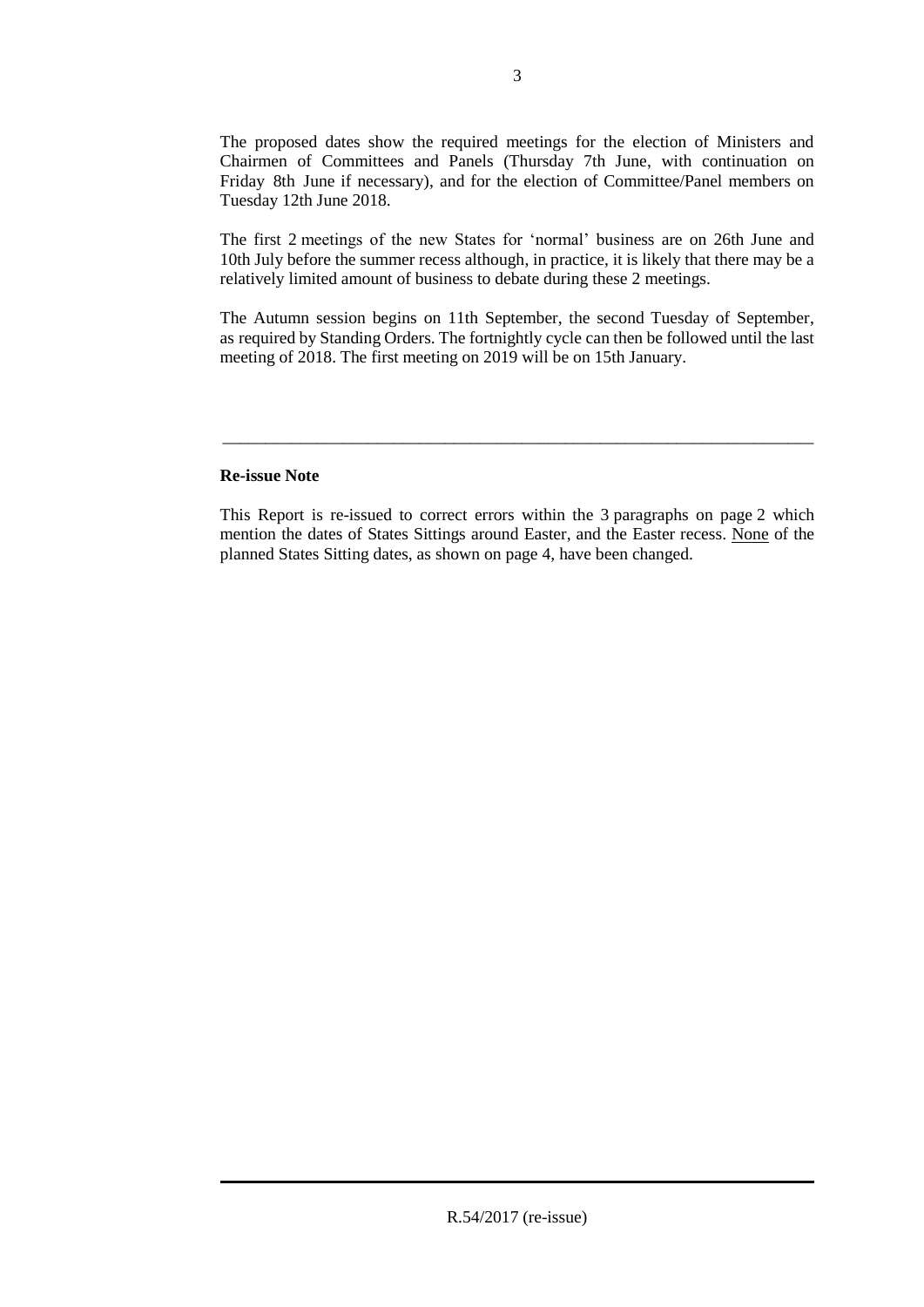The proposed dates show the required meetings for the election of Ministers and Chairmen of Committees and Panels (Thursday 7th June, with continuation on Friday 8th June if necessary), and for the election of Committee/Panel members on Tuesday 12th June 2018.

The first 2 meetings of the new States for 'normal' business are on 26th June and 10th July before the summer recess although, in practice, it is likely that there may be a relatively limited amount of business to debate during these 2 meetings.

The Autumn session begins on 11th September, the second Tuesday of September, as required by Standing Orders. The fortnightly cycle can then be followed until the last meeting of 2018. The first meeting on 2019 will be on 15th January.

---

**Re-issue Note**

This Report is re-issued to correct errors within the 3 paragraphs on page 2 which mention the dates of States Sittings around Easter, and the Easter recess. None of the planned States Sitting dates, as shown on page 4, have been changed.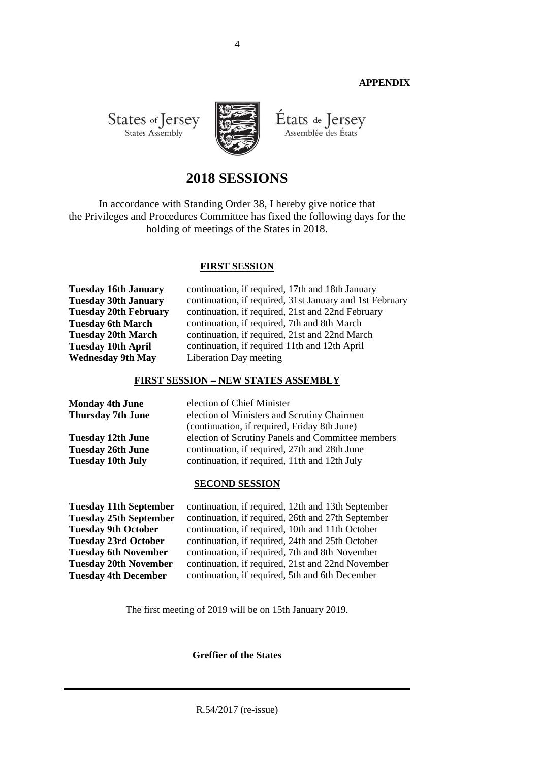**APPENDIX**

States of Jersey
States Assembly

États de Jersey
Assemblée des États

# 2018 SESSIONS

In accordance with Standing Order 38, I hereby give notice that the Privileges and Procedures Committee has fixed the following days for the holding of meetings of the States in 2018.

## FIRST SESSION

| | |
|---|---|
| **Tuesday 16th January** | continuation, if required, 17th and 18th January |
| **Tuesday 30th January** | continuation, if required, 31st January and 1st February |
| **Tuesday 20th February** | continuation, if required, 21st and 22nd February |
| **Tuesday 6th March** | continuation, if required, 7th and 8th March |
| **Tuesday 20th March** | continuation, if required, 21st and 22nd March |
| **Tuesday 10th April** | continuation, if required 11th and 12th April |
| **Wednesday 9th May** | Liberation Day meeting |

## FIRST SESSION – NEW STATES ASSEMBLY

| | |
|---|---|
| **Monday 4th June** | election of Chief Minister |
| **Thursday 7th June** | election of Ministers and Scrutiny Chairmen (continuation, if required, Friday 8th June) |
| **Tuesday 12th June** | election of Scrutiny Panels and Committee members |
| **Tuesday 26th June** | continuation, if required, 27th and 28th June |
| **Tuesday 10th July** | continuation, if required, 11th and 12th July |

## SECOND SESSION

| | |
|---|---|
| **Tuesday 11th September** | continuation, if required, 12th and 13th September |
| **Tuesday 25th September** | continuation, if required, 26th and 27th September |
| **Tuesday 9th October** | continuation, if required, 10th and 11th October |
| **Tuesday 23rd October** | continuation, if required, 24th and 25th October |
| **Tuesday 6th November** | continuation, if required, 7th and 8th November |
| **Tuesday 20th November** | continuation, if required, 21st and 22nd November |
| **Tuesday 4th December** | continuation, if required, 5th and 6th December |

The first meeting of 2019 will be on 15th January 2019.

**Greffier of the States**

R.54/2017 (re-issue)